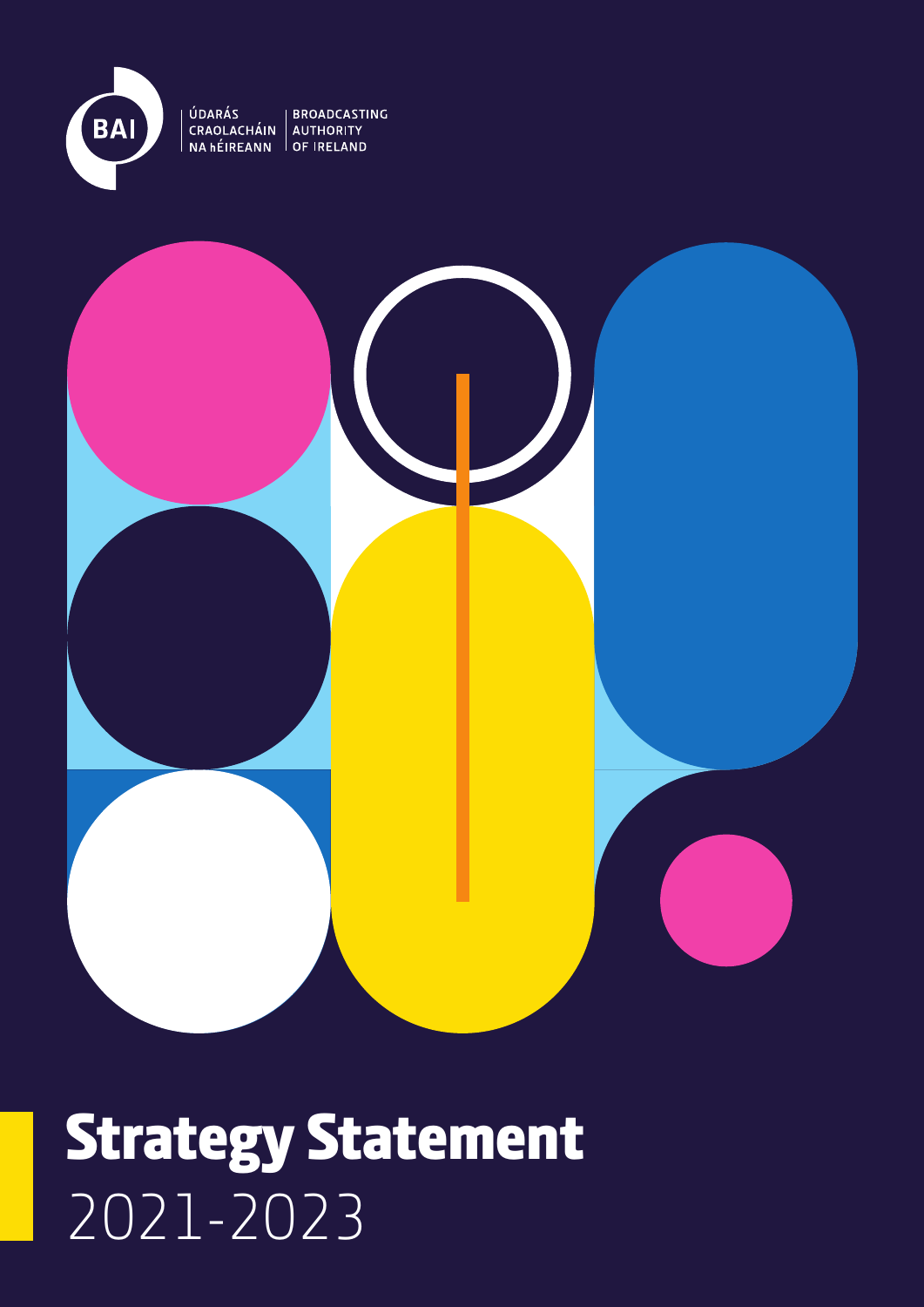ÚDARÁS CRAOLACHÁIN NA hÉIREANN | BROADCASTING AUTHORITY OF IRELAND

# Strategy Statement 2021-2023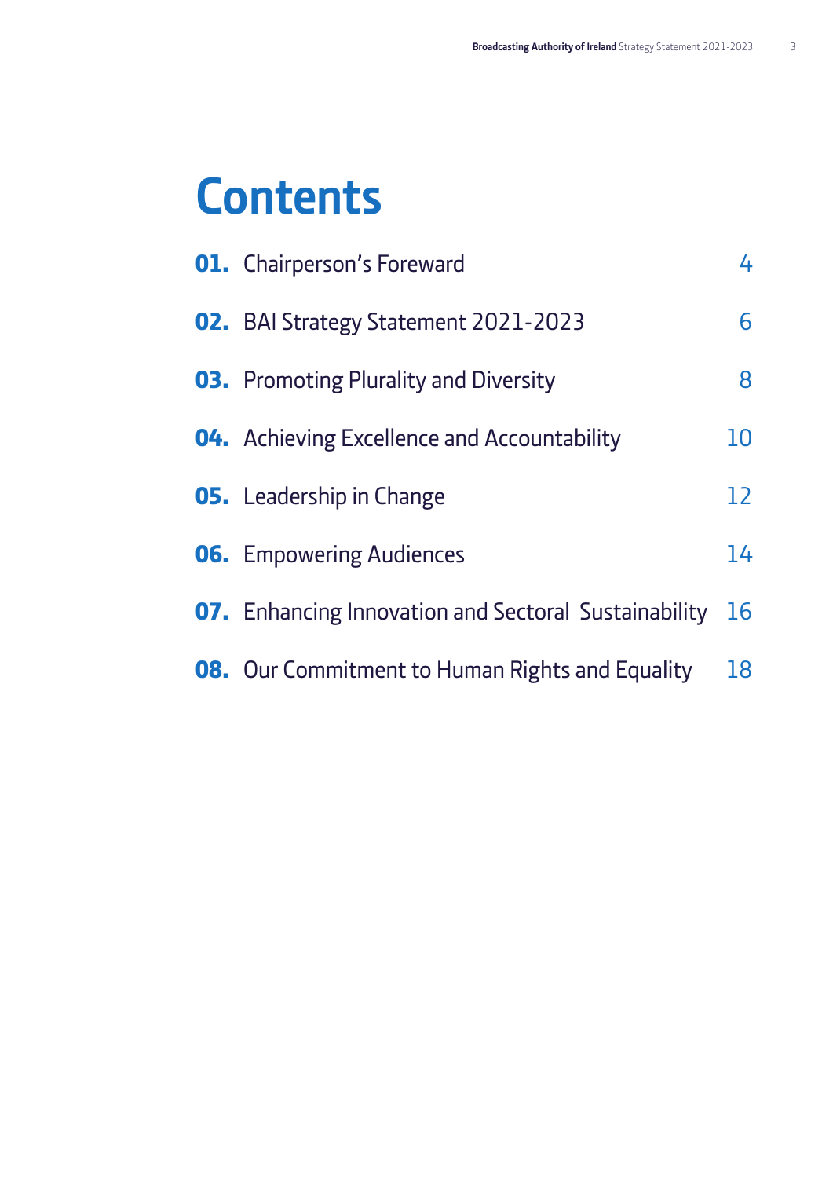# Contents

| | | |
|---|---|---|
| **01.** | Chairperson's Foreward | 4 |
| **02.** | BAI Strategy Statement 2021-2023 | 6 |
| **03.** | Promoting Plurality and Diversity | 8 |
| **04.** | Achieving Excellence and Accountability | 10 |
| **05.** | Leadership in Change | 12 |
| **06.** | Empowering Audiences | 14 |
| **07.** | Enhancing Innovation and Sectoral Sustainability | 16 |
| **08.** | Our Commitment to Human Rights and Equality | 18 |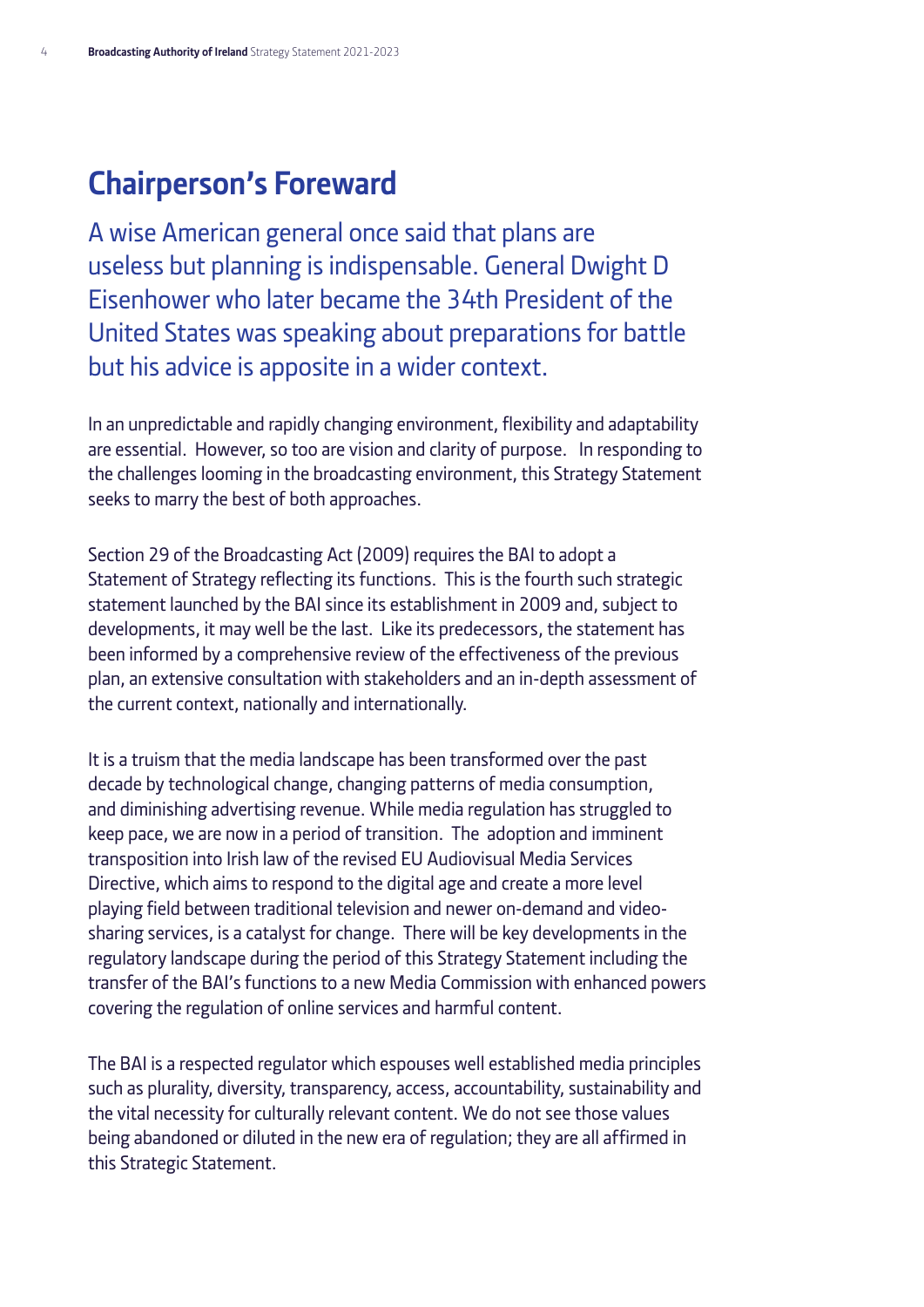## Chairperson's Foreward

A wise American general once said that plans are useless but planning is indispensable. General Dwight D Eisenhower who later became the 34th President of the United States was speaking about preparations for battle but his advice is apposite in a wider context.

In an unpredictable and rapidly changing environment, flexibility and adaptability are essential. However, so too are vision and clarity of purpose. In responding to the challenges looming in the broadcasting environment, this Strategy Statement seeks to marry the best of both approaches.

Section 29 of the Broadcasting Act (2009) requires the BAI to adopt a Statement of Strategy reflecting its functions. This is the fourth such strategic statement launched by the BAI since its establishment in 2009 and, subject to developments, it may well be the last. Like its predecessors, the statement has been informed by a comprehensive review of the effectiveness of the previous plan, an extensive consultation with stakeholders and an in-depth assessment of the current context, nationally and internationally.

It is a truism that the media landscape has been transformed over the past decade by technological change, changing patterns of media consumption, and diminishing advertising revenue. While media regulation has struggled to keep pace, we are now in a period of transition. The adoption and imminent transposition into Irish law of the revised EU Audiovisual Media Services Directive, which aims to respond to the digital age and create a more level playing field between traditional television and newer on-demand and video-sharing services, is a catalyst for change. There will be key developments in the regulatory landscape during the period of this Strategy Statement including the transfer of the BAI's functions to a new Media Commission with enhanced powers covering the regulation of online services and harmful content.

The BAI is a respected regulator which espouses well established media principles such as plurality, diversity, transparency, access, accountability, sustainability and the vital necessity for culturally relevant content. We do not see those values being abandoned or diluted in the new era of regulation; they are all affirmed in this Strategic Statement.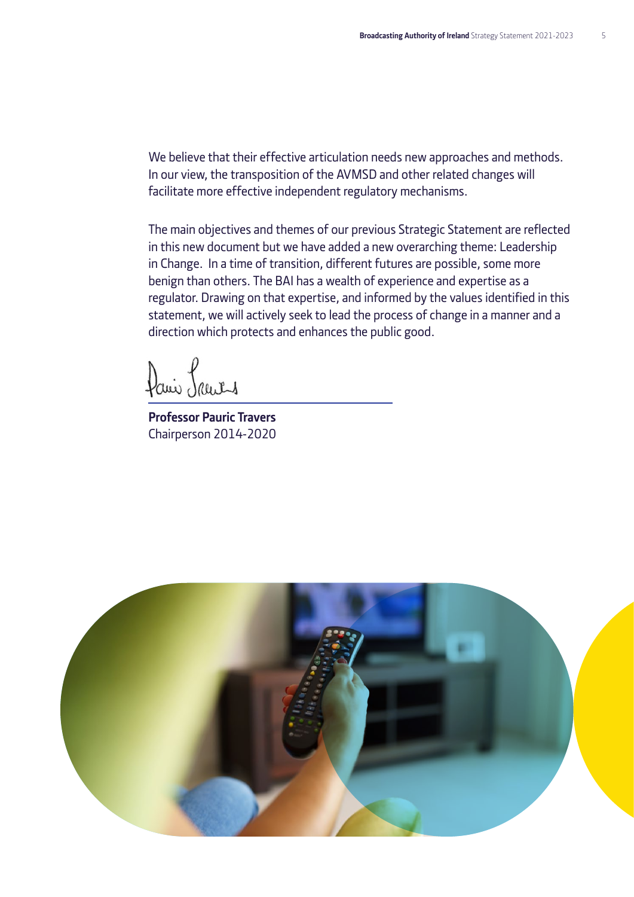We believe that their effective articulation needs new approaches and methods. In our view, the transposition of the AVMSD and other related changes will facilitate more effective independent regulatory mechanisms.

The main objectives and themes of our previous Strategic Statement are reflected in this new document but we have added a new overarching theme: Leadership in Change. In a time of transition, different futures are possible, some more benign than others. The BAI has a wealth of experience and expertise as a regulator. Drawing on that expertise, and informed by the values identified in this statement, we will actively seek to lead the process of change in a manner and a direction which protects and enhances the public good.

**Professor Pauric Travers**
Chairperson 2014-2020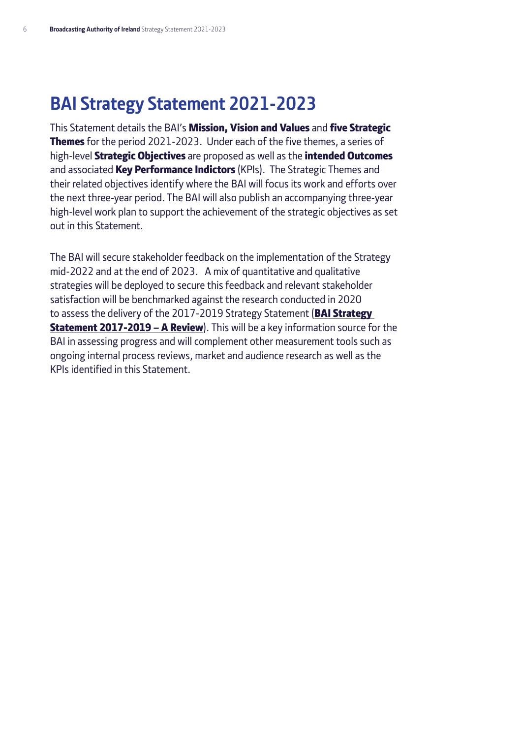# BAI Strategy Statement 2021-2023

This Statement details the BAI's **Mission, Vision and Values** and **five Strategic Themes** for the period 2021-2023. Under each of the five themes, a series of high-level **Strategic Objectives** are proposed as well as the **intended Outcomes** and associated **Key Performance Indictors** (KPIs). The Strategic Themes and their related objectives identify where the BAI will focus its work and efforts over the next three-year period. The BAI will also publish an accompanying three-year high-level work plan to support the achievement of the strategic objectives as set out in this Statement.

The BAI will secure stakeholder feedback on the implementation of the Strategy mid-2022 and at the end of 2023. A mix of quantitative and qualitative strategies will be deployed to secure this feedback and relevant stakeholder satisfaction will be benchmarked against the research conducted in 2020 to assess the delivery of the 2017-2019 Strategy Statement (**BAI Strategy Statement 2017-2019 – A Review**). This will be a key information source for the BAI in assessing progress and will complement other measurement tools such as ongoing internal process reviews, market and audience research as well as the KPIs identified in this Statement.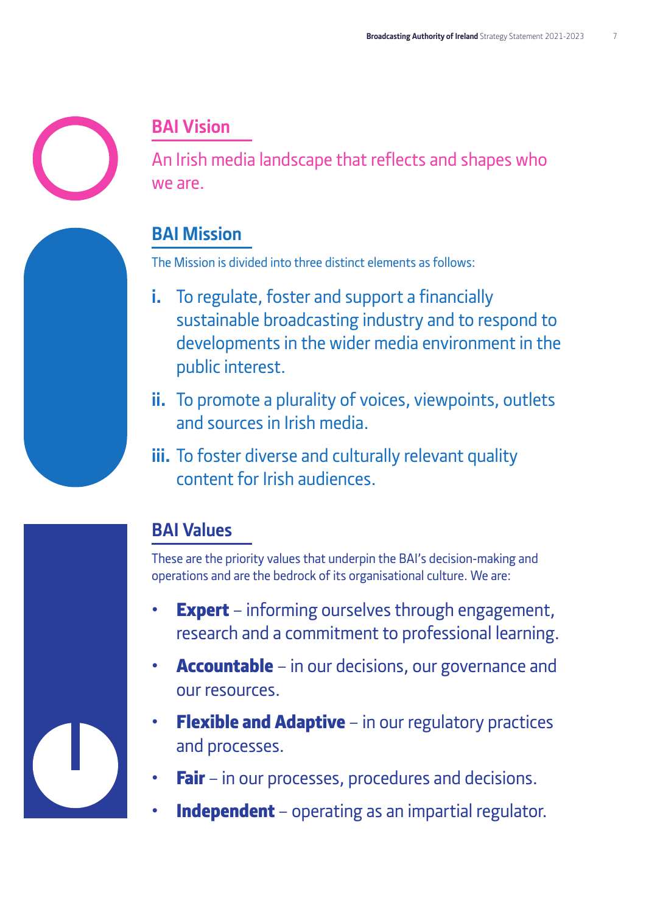## BAI Vision

An Irish media landscape that reflects and shapes who we are.

## BAI Mission

The Mission is divided into three distinct elements as follows:

**i.** To regulate, foster and support a financially sustainable broadcasting industry and to respond to developments in the wider media environment in the public interest.

**ii.** To promote a plurality of voices, viewpoints, outlets and sources in Irish media.

**iii.** To foster diverse and culturally relevant quality content for Irish audiences.

## BAI Values

These are the priority values that underpin the BAI's decision-making and operations and are the bedrock of its organisational culture. We are:

- **Expert** – informing ourselves through engagement, research and a commitment to professional learning.
- **Accountable** – in our decisions, our governance and our resources.
- **Flexible and Adaptive** – in our regulatory practices and processes.
- **Fair** – in our processes, procedures and decisions.
- **Independent** – operating as an impartial regulator.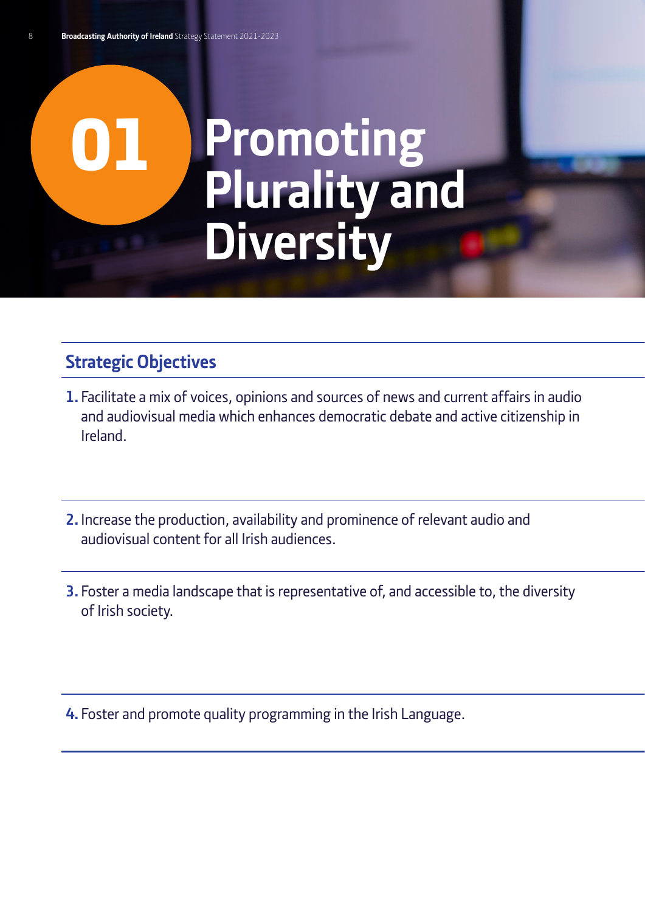# 01 Promoting Plurality and Diversity

## Strategic Objectives

1. Facilitate a mix of voices, opinions and sources of news and current affairs in audio and audiovisual media which enhances democratic debate and active citizenship in Ireland.

2. Increase the production, availability and prominence of relevant audio and audiovisual content for all Irish audiences.

3. Foster a media landscape that is representative of, and accessible to, the diversity of Irish society.

4. Foster and promote quality programming in the Irish Language.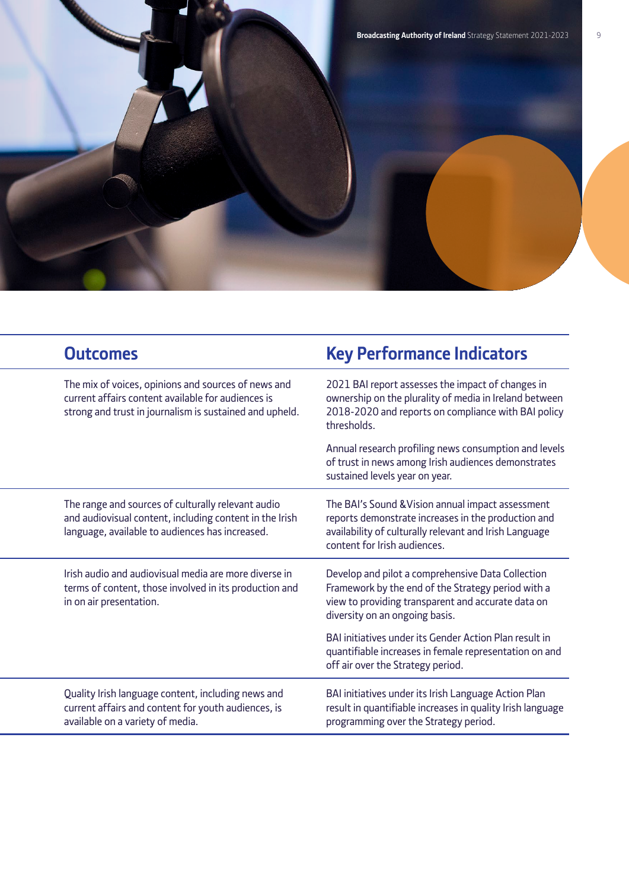| Outcomes | Key Performance Indicators |
| --- | --- |
| The mix of voices, opinions and sources of news and current affairs content available for audiences is strong and trust in journalism is sustained and upheld. | 2021 BAI report assesses the impact of changes in ownership on the plurality of media in Ireland between 2018-2020 and reports on compliance with BAI policy thresholds.<br><br>Annual research profiling news consumption and levels of trust in news among Irish audiences demonstrates sustained levels year on year. |
| The range and sources of culturally relevant audio and audiovisual content, including content in the Irish language, available to audiences has increased. | The BAI's Sound &Vision annual impact assessment reports demonstrate increases in the production and availability of culturally relevant and Irish Language content for Irish audiences. |
| Irish audio and audiovisual media are more diverse in terms of content, those involved in its production and in on air presentation. | Develop and pilot a comprehensive Data Collection Framework by the end of the Strategy period with a view to providing transparent and accurate data on diversity on an ongoing basis.<br><br>BAI initiatives under its Gender Action Plan result in quantifiable increases in female representation on and off air over the Strategy period. |
| Quality Irish language content, including news and current affairs and content for youth audiences, is available on a variety of media. | BAI initiatives under its Irish Language Action Plan result in quantifiable increases in quality Irish language programming over the Strategy period. |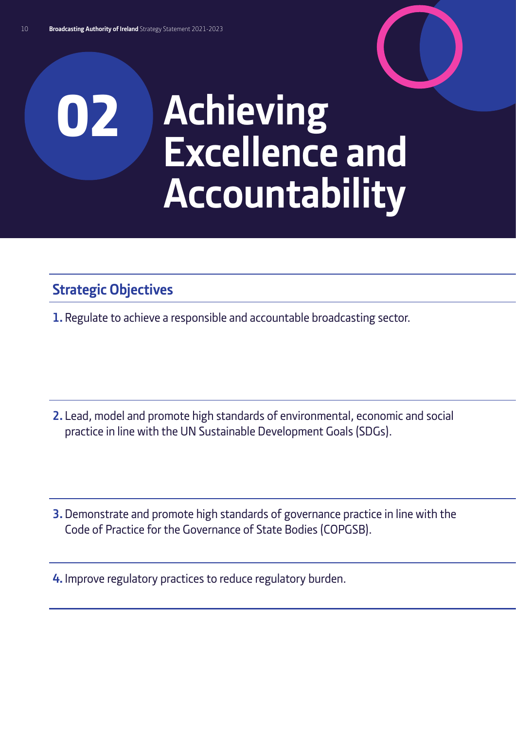# 02 Achieving Excellence and Accountability

## Strategic Objectives

1. Regulate to achieve a responsible and accountable broadcasting sector.

2. Lead, model and promote high standards of environmental, economic and social practice in line with the UN Sustainable Development Goals (SDGs).

3. Demonstrate and promote high standards of governance practice in line with the Code of Practice for the Governance of State Bodies (COPGSB).

4. Improve regulatory practices to reduce regulatory burden.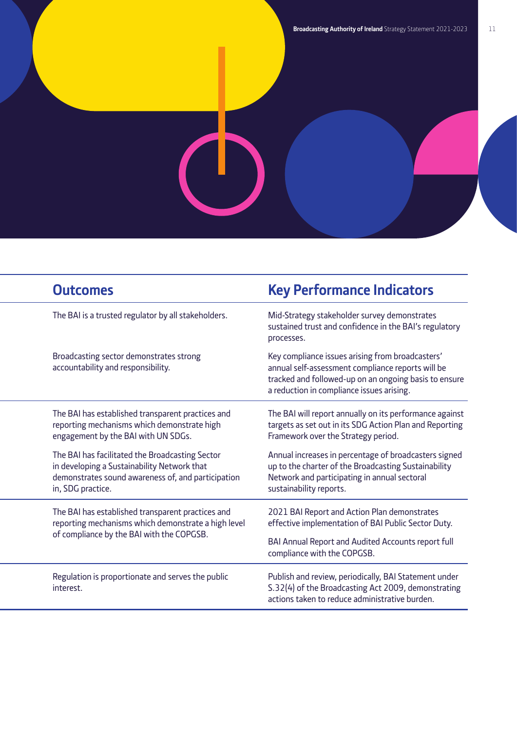| Outcomes | Key Performance Indicators |
| --- | --- |
| The BAI is a trusted regulator by all stakeholders. | Mid-Strategy stakeholder survey demonstrates sustained trust and confidence in the BAI's regulatory processes. |
| Broadcasting sector demonstrates strong accountability and responsibility. | Key compliance issues arising from broadcasters' annual self-assessment compliance reports will be tracked and followed-up on an ongoing basis to ensure a reduction in compliance issues arising. |
| The BAI has established transparent practices and reporting mechanisms which demonstrate high engagement by the BAI with UN SDGs. | The BAI will report annually on its performance against targets as set out in its SDG Action Plan and Reporting Framework over the Strategy period. |
| The BAI has facilitated the Broadcasting Sector in developing a Sustainability Network that demonstrates sound awareness of, and participation in, SDG practice. | Annual increases in percentage of broadcasters signed up to the charter of the Broadcasting Sustainability Network and participating in annual sectoral sustainability reports. |
| The BAI has established transparent practices and reporting mechanisms which demonstrate a high level of compliance by the BAI with the COPGSB. | 2021 BAI Report and Action Plan demonstrates effective implementation of BAI Public Sector Duty.<br><br>BAI Annual Report and Audited Accounts report full compliance with the COPGSB. |
| Regulation is proportionate and serves the public interest. | Publish and review, periodically, BAI Statement under S.32(4) of the Broadcasting Act 2009, demonstrating actions taken to reduce administrative burden. |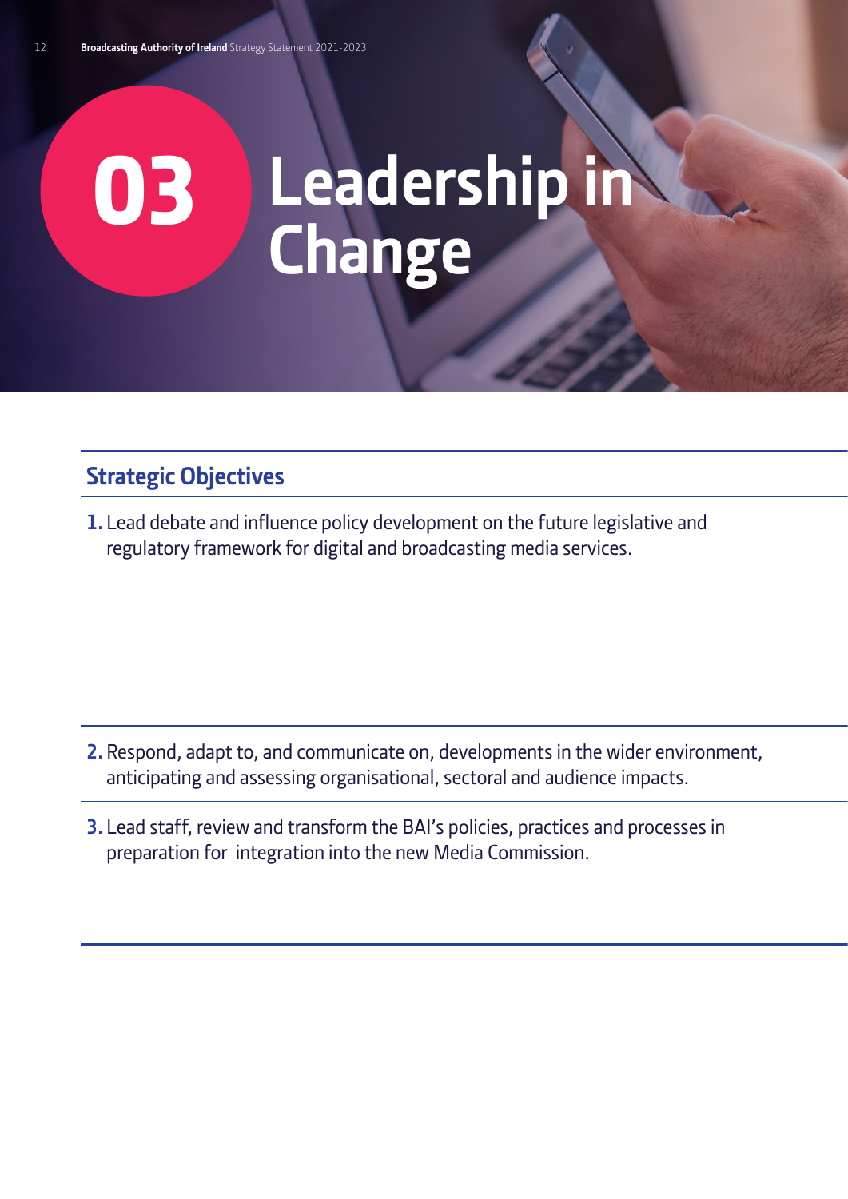# 03 Leadership in Change

## Strategic Objectives

1. Lead debate and influence policy development on the future legislative and regulatory framework for digital and broadcasting media services.

2. Respond, adapt to, and communicate on, developments in the wider environment, anticipating and assessing organisational, sectoral and audience impacts.

3. Lead staff, review and transform the BAI's policies, practices and processes in preparation for integration into the new Media Commission.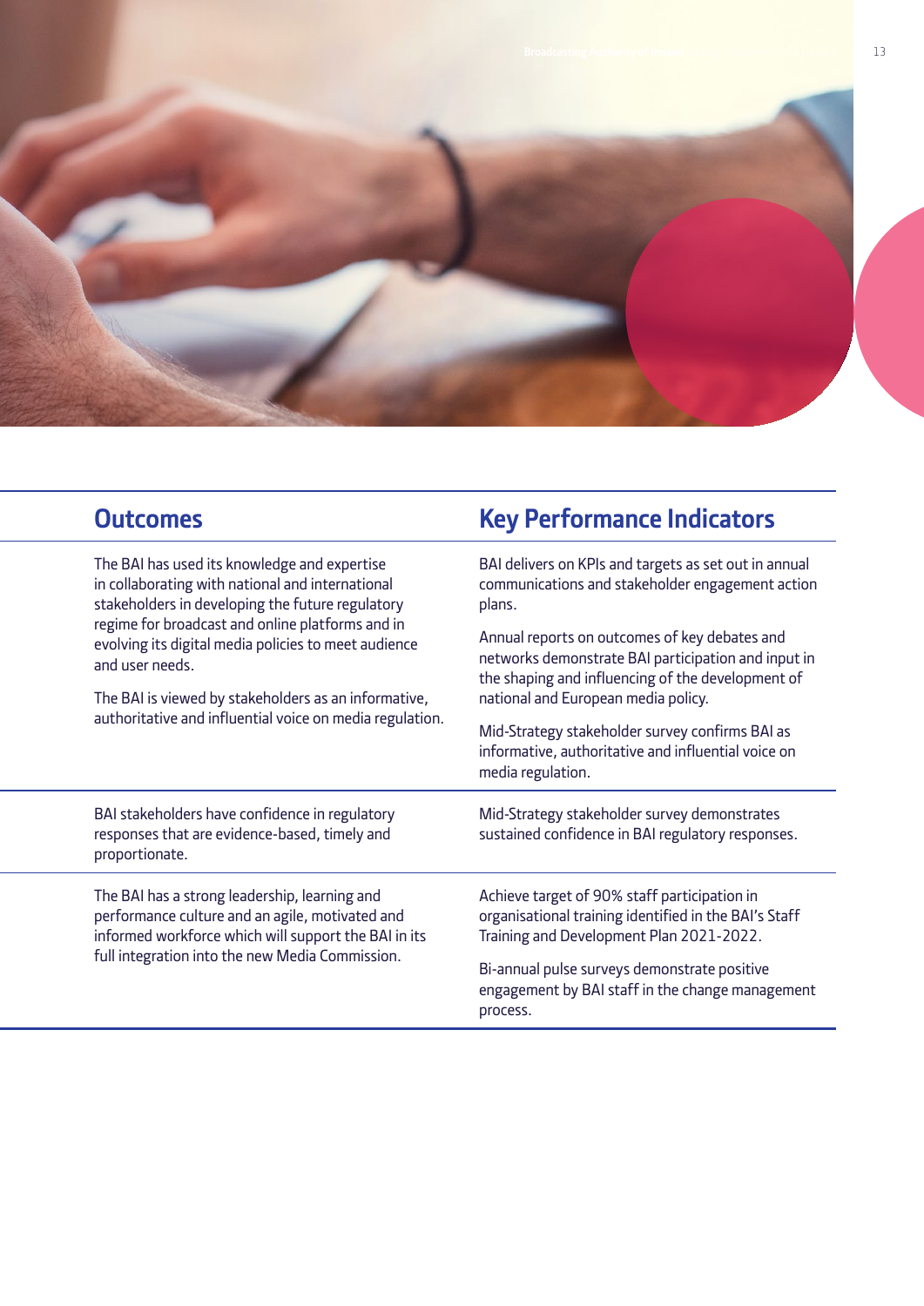| Outcomes | Key Performance Indicators |
|---|---|
| The BAI has used its knowledge and expertise in collaborating with national and international stakeholders in developing the future regulatory regime for broadcast and online platforms and in evolving its digital media policies to meet audience and user needs.<br><br>The BAI is viewed by stakeholders as an informative, authoritative and influential voice on media regulation. | BAI delivers on KPIs and targets as set out in annual communications and stakeholder engagement action plans.<br><br>Annual reports on outcomes of key debates and networks demonstrate BAI participation and input in the shaping and influencing of the development of national and European media policy.<br><br>Mid-Strategy stakeholder survey confirms BAI as informative, authoritative and influential voice on media regulation. |
| BAI stakeholders have confidence in regulatory responses that are evidence-based, timely and proportionate. | Mid-Strategy stakeholder survey demonstrates sustained confidence in BAI regulatory responses. |
| The BAI has a strong leadership, learning and performance culture and an agile, motivated and informed workforce which will support the BAI in its full integration into the new Media Commission. | Achieve target of 90% staff participation in organisational training identified in the BAI's Staff Training and Development Plan 2021-2022.<br><br>Bi-annual pulse surveys demonstrate positive engagement by BAI staff in the change management process. |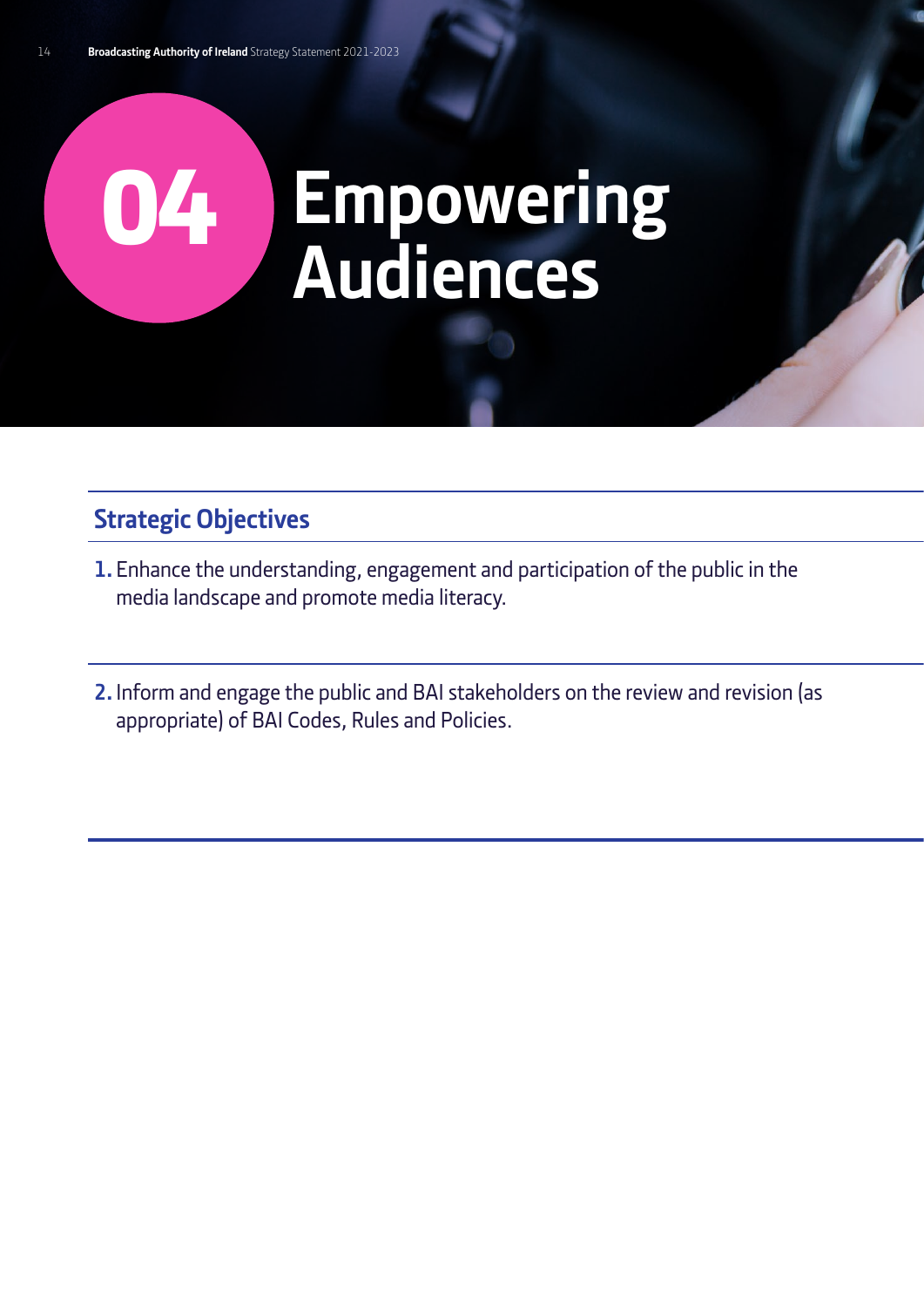# 04 Empowering Audiences

## Strategic Objectives

1. Enhance the understanding, engagement and participation of the public in the media landscape and promote media literacy.

2. Inform and engage the public and BAI stakeholders on the review and revision (as appropriate) of BAI Codes, Rules and Policies.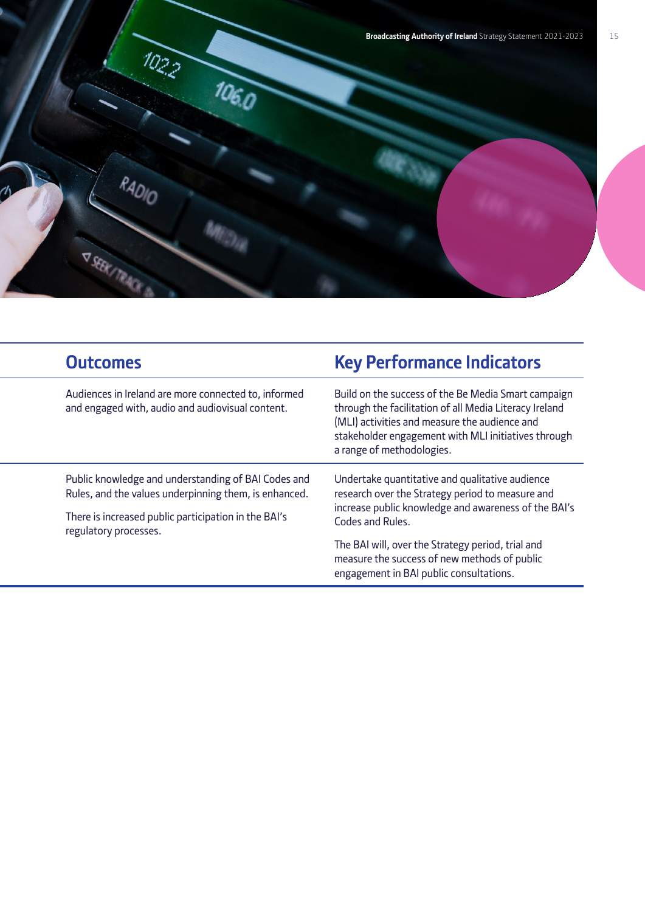| Outcomes | Key Performance Indicators |
| --- | --- |
| Audiences in Ireland are more connected to, informed and engaged with, audio and audiovisual content. | Build on the success of the Be Media Smart campaign through the facilitation of all Media Literacy Ireland (MLI) activities and measure the audience and stakeholder engagement with MLI initiatives through a range of methodologies. |
| Public knowledge and understanding of BAI Codes and Rules, and the values underpinning them, is enhanced.<br><br>There is increased public participation in the BAI's regulatory processes. | Undertake quantitative and qualitative audience research over the Strategy period to measure and increase public knowledge and awareness of the BAI's Codes and Rules.<br><br>The BAI will, over the Strategy period, trial and measure the success of new methods of public engagement in BAI public consultations. |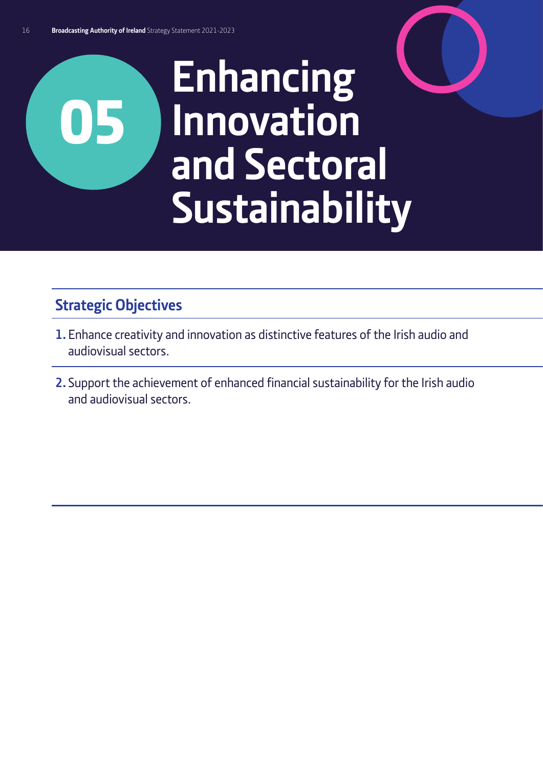# 05 Enhancing Innovation and Sectoral Sustainability

## Strategic Objectives

1. Enhance creativity and innovation as distinctive features of the Irish audio and audiovisual sectors.
2. Support the achievement of enhanced financial sustainability for the Irish audio and audiovisual sectors.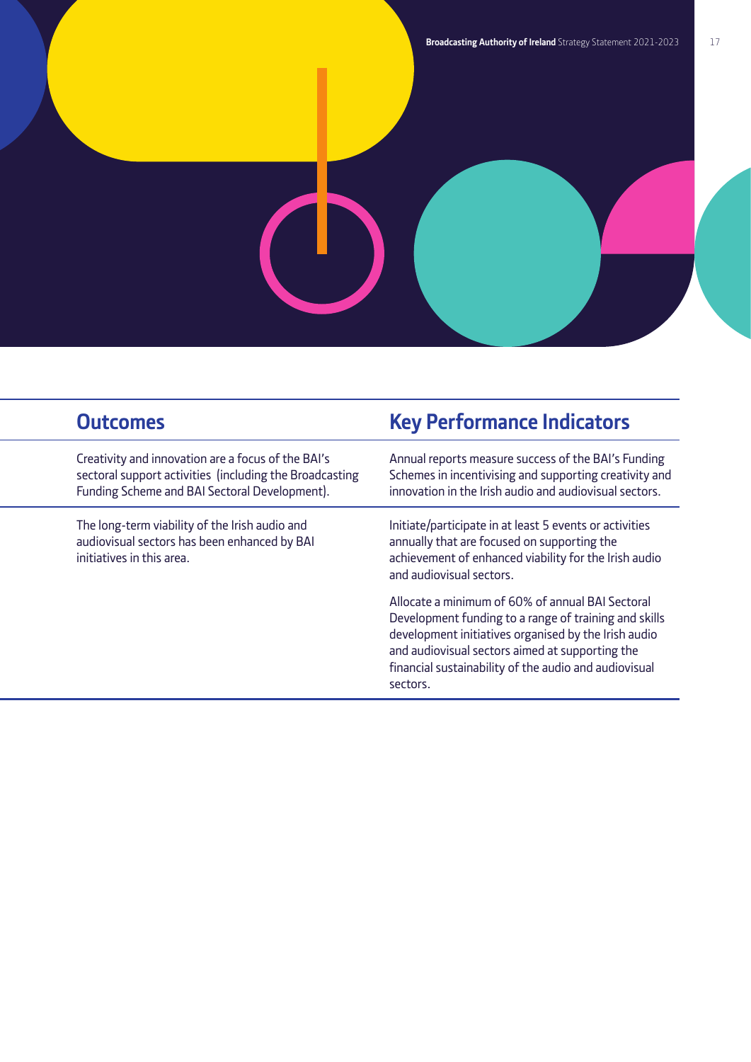| Outcomes | Key Performance Indicators |
| --- | --- |
| Creativity and innovation are a focus of the BAI's sectoral support activities (including the Broadcasting Funding Scheme and BAI Sectoral Development). | Annual reports measure success of the BAI's Funding Schemes in incentivising and supporting creativity and innovation in the Irish audio and audiovisual sectors. |
| The long-term viability of the Irish audio and audiovisual sectors has been enhanced by BAI initiatives in this area. | Initiate/participate in at least 5 events or activities annually that are focused on supporting the achievement of enhanced viability for the Irish audio and audiovisual sectors.<br><br>Allocate a minimum of 60% of annual BAI Sectoral Development funding to a range of training and skills development initiatives organised by the Irish audio and audiovisual sectors aimed at supporting the financial sustainability of the audio and audiovisual sectors. |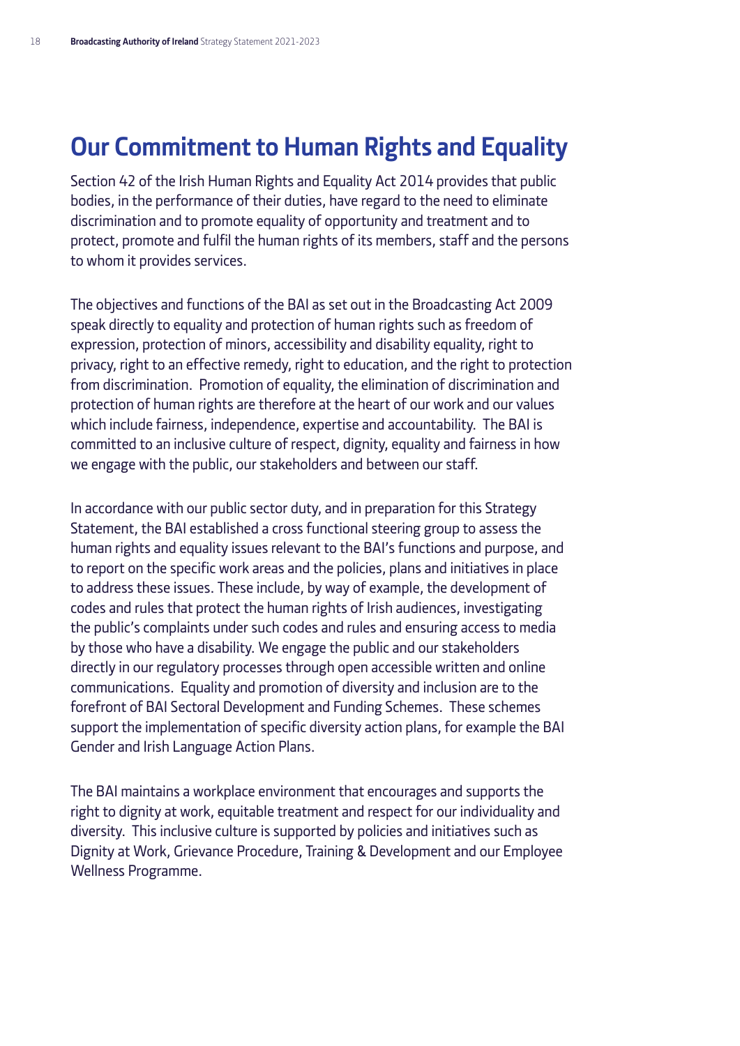# Our Commitment to Human Rights and Equality

Section 42 of the Irish Human Rights and Equality Act 2014 provides that public bodies, in the performance of their duties, have regard to the need to eliminate discrimination and to promote equality of opportunity and treatment and to protect, promote and fulfil the human rights of its members, staff and the persons to whom it provides services.

The objectives and functions of the BAI as set out in the Broadcasting Act 2009 speak directly to equality and protection of human rights such as freedom of expression, protection of minors, accessibility and disability equality, right to privacy, right to an effective remedy, right to education, and the right to protection from discrimination. Promotion of equality, the elimination of discrimination and protection of human rights are therefore at the heart of our work and our values which include fairness, independence, expertise and accountability. The BAI is committed to an inclusive culture of respect, dignity, equality and fairness in how we engage with the public, our stakeholders and between our staff.

In accordance with our public sector duty, and in preparation for this Strategy Statement, the BAI established a cross functional steering group to assess the human rights and equality issues relevant to the BAI's functions and purpose, and to report on the specific work areas and the policies, plans and initiatives in place to address these issues. These include, by way of example, the development of codes and rules that protect the human rights of Irish audiences, investigating the public's complaints under such codes and rules and ensuring access to media by those who have a disability. We engage the public and our stakeholders directly in our regulatory processes through open accessible written and online communications. Equality and promotion of diversity and inclusion are to the forefront of BAI Sectoral Development and Funding Schemes. These schemes support the implementation of specific diversity action plans, for example the BAI Gender and Irish Language Action Plans.

The BAI maintains a workplace environment that encourages and supports the right to dignity at work, equitable treatment and respect for our individuality and diversity. This inclusive culture is supported by policies and initiatives such as Dignity at Work, Grievance Procedure, Training & Development and our Employee Wellness Programme.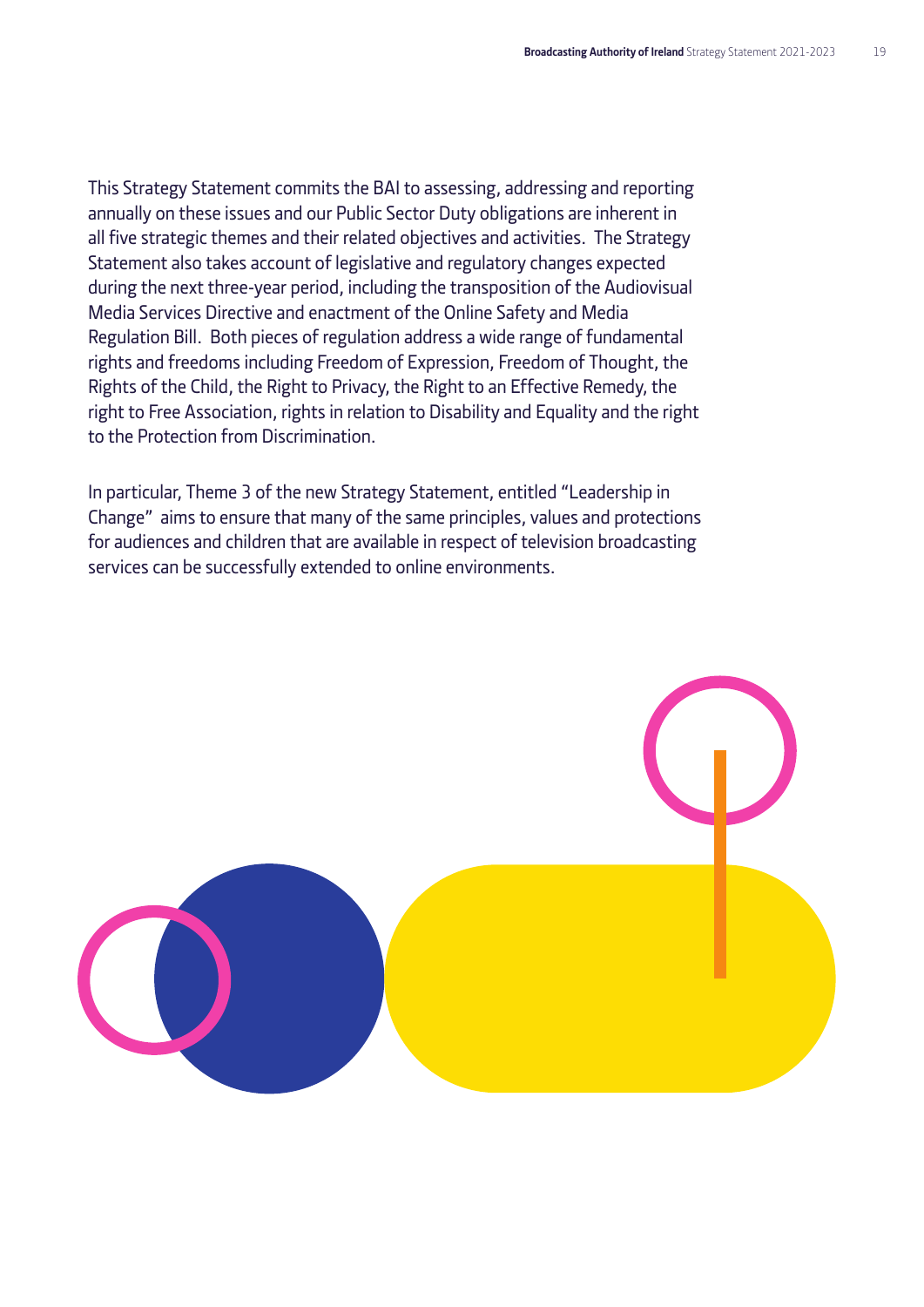This Strategy Statement commits the BAI to assessing, addressing and reporting annually on these issues and our Public Sector Duty obligations are inherent in all five strategic themes and their related objectives and activities. The Strategy Statement also takes account of legislative and regulatory changes expected during the next three-year period, including the transposition of the Audiovisual Media Services Directive and enactment of the Online Safety and Media Regulation Bill. Both pieces of regulation address a wide range of fundamental rights and freedoms including Freedom of Expression, Freedom of Thought, the Rights of the Child, the Right to Privacy, the Right to an Effective Remedy, the right to Free Association, rights in relation to Disability and Equality and the right to the Protection from Discrimination.

In particular, Theme 3 of the new Strategy Statement, entitled "Leadership in Change" aims to ensure that many of the same principles, values and protections for audiences and children that are available in respect of television broadcasting services can be successfully extended to online environments.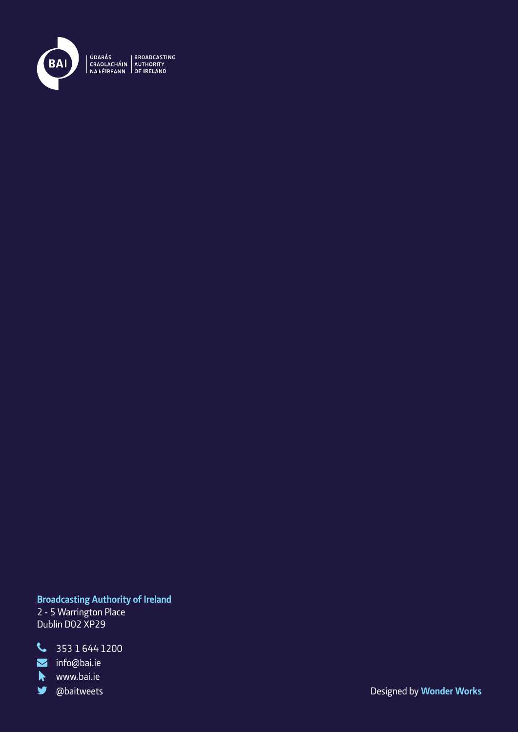BAI

ÚDARÁS CRAOLACHÁIN NA hÉIREANN | BROADCASTING AUTHORITY OF IRELAND

**Broadcasting Authority of Ireland**
2 - 5 Warrington Place
Dublin D02 XP29

353 1 644 1200
info@bai.ie
www.bai.ie
@baitweets

Designed by **Wonder Works**